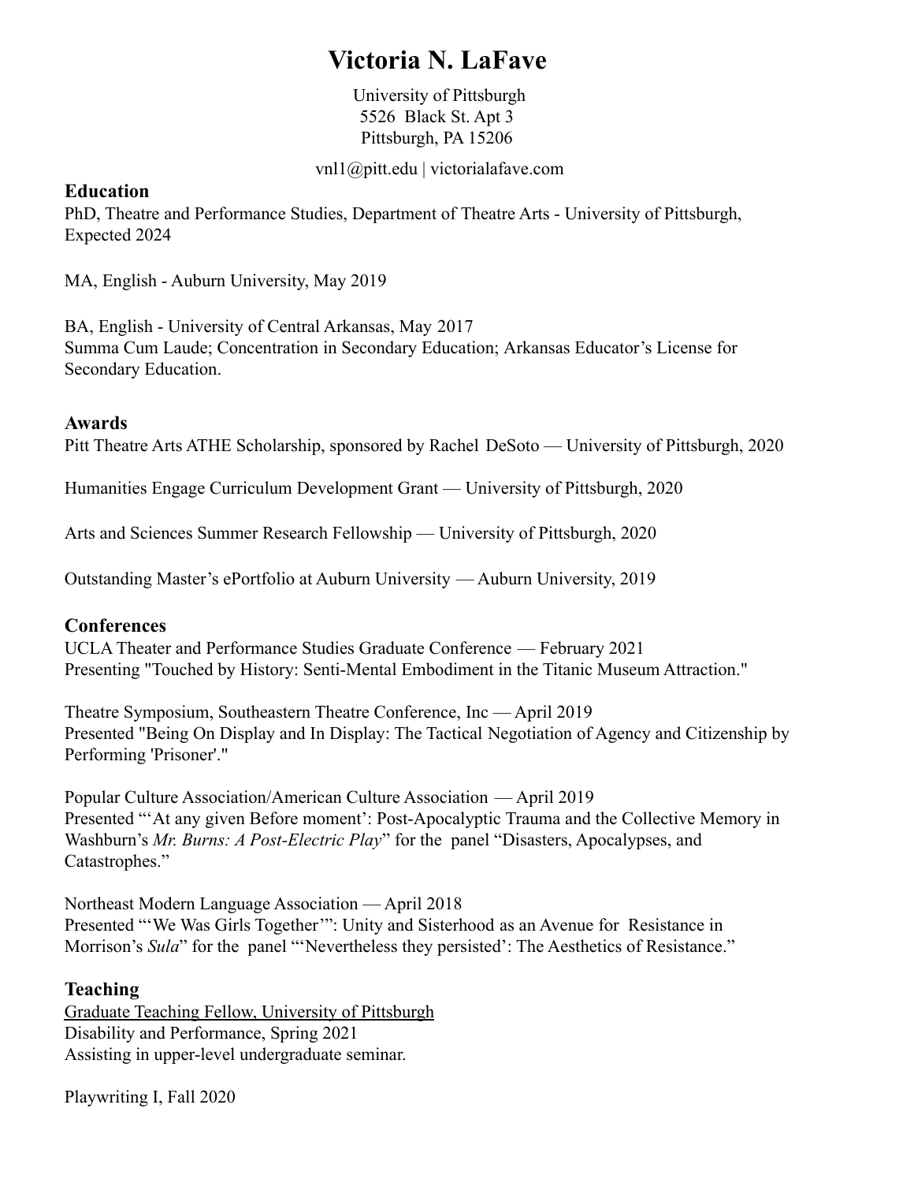# Victoria N. LaFave

University of Pittsburgh
5526 Black St. Apt 3
Pittsburgh, PA 15206

vnl1@pitt.edu | victorialafave.com

## Education

PhD, Theatre and Performance Studies, Department of Theatre Arts - University of Pittsburgh, Expected 2024

MA, English - Auburn University, May 2019

BA, English - University of Central Arkansas, May 2017
Summa Cum Laude; Concentration in Secondary Education; Arkansas Educator's License for Secondary Education.

## Awards

Pitt Theatre Arts ATHE Scholarship, sponsored by Rachel DeSoto — University of Pittsburgh, 2020

Humanities Engage Curriculum Development Grant — University of Pittsburgh, 2020

Arts and Sciences Summer Research Fellowship — University of Pittsburgh, 2020

Outstanding Master's ePortfolio at Auburn University — Auburn University, 2019

## Conferences

UCLA Theater and Performance Studies Graduate Conference — February 2021
Presenting "Touched by History: Senti-Mental Embodiment in the Titanic Museum Attraction."

Theatre Symposium, Southeastern Theatre Conference, Inc — April 2019
Presented "Being On Display and In Display: The Tactical Negotiation of Agency and Citizenship by Performing 'Prisoner'."

Popular Culture Association/American Culture Association — April 2019
Presented "'At any given Before moment': Post-Apocalyptic Trauma and the Collective Memory in Washburn's *Mr. Burns: A Post-Electric Play*" for the panel "Disasters, Apocalypses, and Catastrophes."

Northeast Modern Language Association — April 2018
Presented "'We Was Girls Together'": Unity and Sisterhood as an Avenue for Resistance in Morrison's *Sula*" for the panel "'Nevertheless they persisted': The Aesthetics of Resistance."

## Teaching

<u>Graduate Teaching Fellow, University of Pittsburgh</u>
Disability and Performance, Spring 2021
Assisting in upper-level undergraduate seminar.

Playwriting I, Fall 2020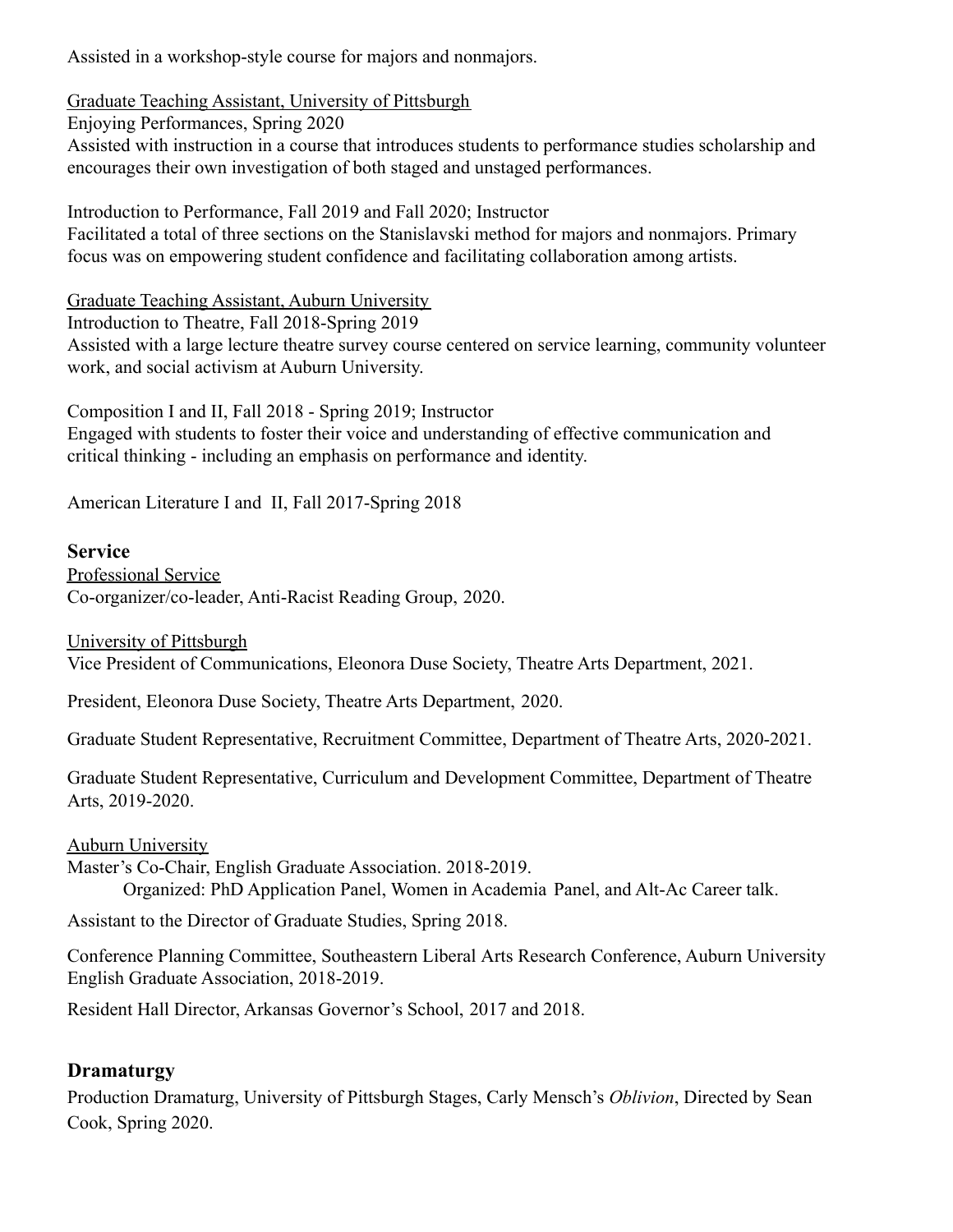Assisted in a workshop-style course for majors and nonmajors.

Graduate Teaching Assistant, University of Pittsburgh

Enjoying Performances, Spring 2020

Assisted with instruction in a course that introduces students to performance studies scholarship and encourages their own investigation of both staged and unstaged performances.

Introduction to Performance, Fall 2019 and Fall 2020; Instructor

Facilitated a total of three sections on the Stanislavski method for majors and nonmajors. Primary focus was on empowering student confidence and facilitating collaboration among artists.

Graduate Teaching Assistant, Auburn University

Introduction to Theatre, Fall 2018-Spring 2019

Assisted with a large lecture theatre survey course centered on service learning, community volunteer work, and social activism at Auburn University.

Composition I and II, Fall 2018 - Spring 2019; Instructor

Engaged with students to foster their voice and understanding of effective communication and critical thinking - including an emphasis on performance and identity.

American Literature I and II, Fall 2017-Spring 2018

## Service

Professional Service

Co-organizer/co-leader, Anti-Racist Reading Group, 2020.

University of Pittsburgh

Vice President of Communications, Eleonora Duse Society, Theatre Arts Department, 2021.

President, Eleonora Duse Society, Theatre Arts Department, 2020.

Graduate Student Representative, Recruitment Committee, Department of Theatre Arts, 2020-2021.

Graduate Student Representative, Curriculum and Development Committee, Department of Theatre Arts, 2019-2020.

Auburn University

Master's Co-Chair, English Graduate Association. 2018-2019.

Organized: PhD Application Panel, Women in Academia Panel, and Alt-Ac Career talk.

Assistant to the Director of Graduate Studies, Spring 2018.

Conference Planning Committee, Southeastern Liberal Arts Research Conference, Auburn University English Graduate Association, 2018-2019.

Resident Hall Director, Arkansas Governor's School, 2017 and 2018.

## Dramaturgy

Production Dramaturg, University of Pittsburgh Stages, Carly Mensch's *Oblivion*, Directed by Sean Cook, Spring 2020.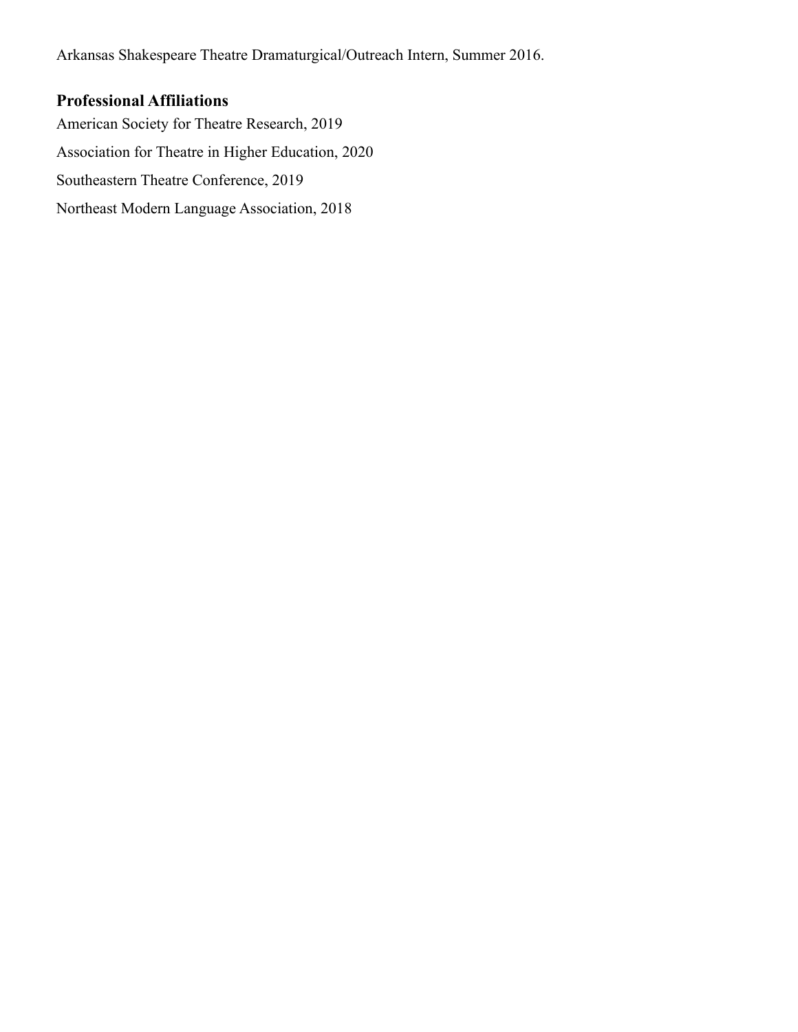Arkansas Shakespeare Theatre Dramaturgical/Outreach Intern, Summer 2016.

## Professional Affiliations

American Society for Theatre Research, 2019

Association for Theatre in Higher Education, 2020

Southeastern Theatre Conference, 2019

Northeast Modern Language Association, 2018